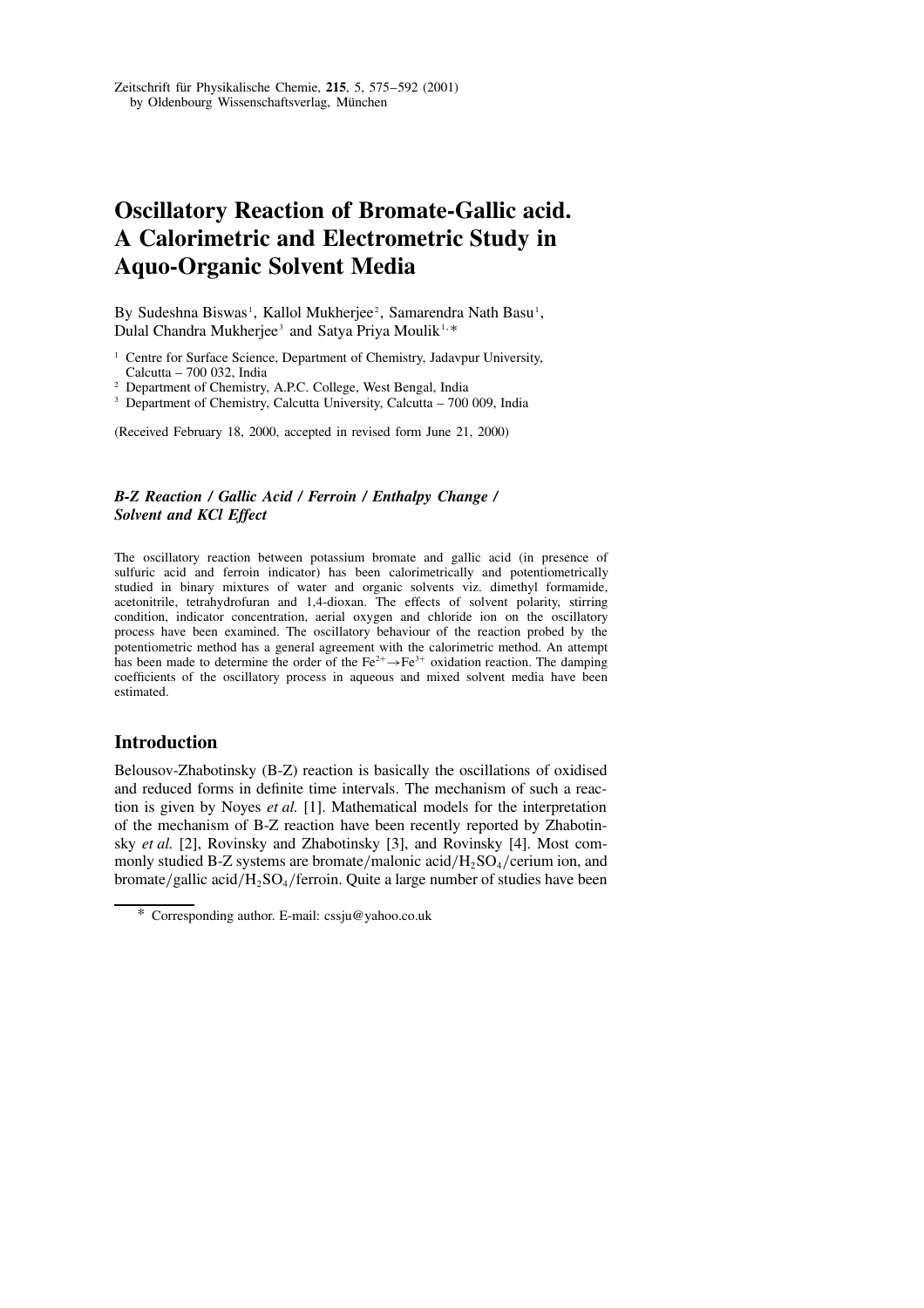# Oscillatory Reaction of Bromate-Gallic acid. A Calorimetric and Electrometric Study in Aquo-Organic Solvent Media

By Sudeshna Biswas[1], Kallol Mukherjee[2], Samarendra Nath Basu[1], Dulal Chandra Mukherjee[3] and Satya Priya Moulik[1,*]

[1] Centre for Surface Science, Department of Chemistry, Jadavpur University, Calcutta – 700 032, India

[2] Department of Chemistry, A.P.C. College, West Bengal, India

[3] Department of Chemistry, Calcutta University, Calcutta – 700 009, India

(Received February 18, 2000, accepted in revised form June 21, 2000)

***B-Z Reaction / Gallic Acid / Ferroin / Enthalpy Change / Solvent and KCl Effect***

The oscillatory reaction between potassium bromate and gallic acid (in presence of sulfuric acid and ferroin indicator) has been calorimetrically and potentiometrically studied in binary mixtures of water and organic solvents viz. dimethyl formamide, acetonitrile, tetrahydrofuran and 1,4-dioxan. The effects of solvent polarity, stirring condition, indicator concentration, aerial oxygen and chloride ion on the oscillatory process have been examined. The oscillatory behaviour of the reaction probed by the potentiometric method has a general agreement with the calorimetric method. An attempt has been made to determine the order of the $Fe^{2+} \rightarrow Fe^{3+}$ oxidation reaction. The damping coefficients of the oscillatory process in aqueous and mixed solvent media have been estimated.

## Introduction

Belousov-Zhabotinsky (B-Z) reaction is basically the oscillations of oxidised and reduced forms in definite time intervals. The mechanism of such a reaction is given by Noyes *et al.* [1]. Mathematical models for the interpretation of the mechanism of B-Z reaction have been recently reported by Zhabotinsky *et al.* [2], Rovinsky and Zhabotinsky [3], and Rovinsky [4]. Most commonly studied B-Z systems are bromate/malonic acid/$H_2SO_4$/cerium ion, and bromate/gallic acid/$H_2SO_4$/ferroin. Quite a large number of studies have been

* Corresponding author. E-mail: cssju@yahoo.co.uk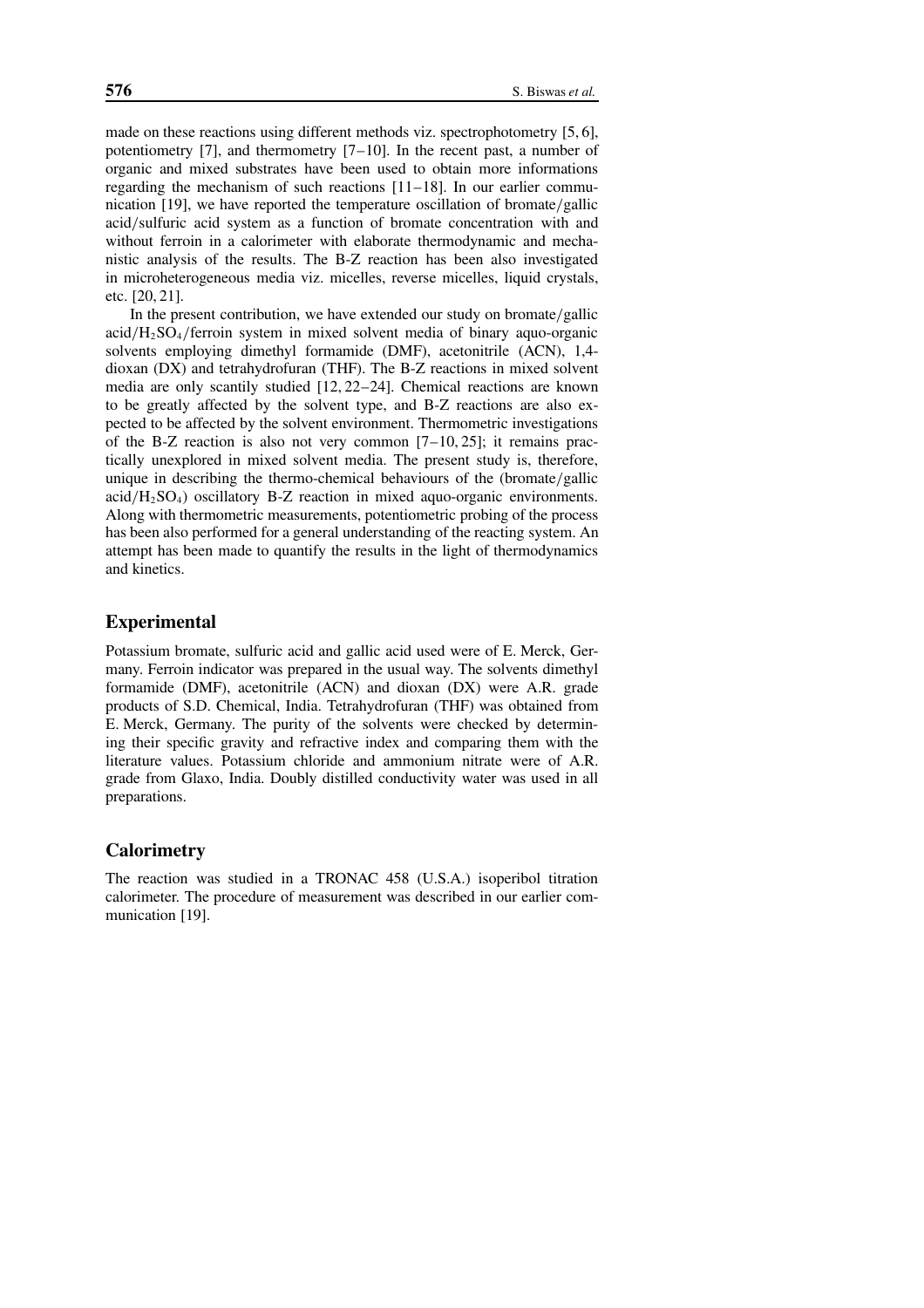made on these reactions using different methods viz. spectrophotometry [5, 6], potentiometry [7], and thermometry [7–10]. In the recent past, a number of organic and mixed substrates have been used to obtain more informations regarding the mechanism of such reactions [11–18]. In our earlier communication [19], we have reported the temperature oscillation of bromate/gallic acid/sulfuric acid system as a function of bromate concentration with and without ferroin in a calorimeter with elaborate thermodynamic and mechanistic analysis of the results. The B-Z reaction has been also investigated in microheterogeneous media viz. micelles, reverse micelles, liquid crystals, etc. [20, 21].

In the present contribution, we have extended our study on bromate/gallic acid/$H_2SO_4$/ferroin system in mixed solvent media of binary aquo-organic solvents employing dimethyl formamide (DMF), acetonitrile (ACN), 1,4-dioxan (DX) and tetrahydrofuran (THF). The B-Z reactions in mixed solvent media are only scantily studied [12, 22–24]. Chemical reactions are known to be greatly affected by the solvent type, and B-Z reactions are also expected to be affected by the solvent environment. Thermometric investigations of the B-Z reaction is also not very common [7–10, 25]; it remains practically unexplored in mixed solvent media. The present study is, therefore, unique in describing the thermo-chemical behaviours of the (bromate/gallic acid/$H_2SO_4$) oscillatory B-Z reaction in mixed aquo-organic environments. Along with thermometric measurements, potentiometric probing of the process has been also performed for a general understanding of the reacting system. An attempt has been made to quantify the results in the light of thermodynamics and kinetics.

## Experimental

Potassium bromate, sulfuric acid and gallic acid used were of E. Merck, Germany. Ferroin indicator was prepared in the usual way. The solvents dimethyl formamide (DMF), acetonitrile (ACN) and dioxan (DX) were A.R. grade products of S.D. Chemical, India. Tetrahydrofuran (THF) was obtained from E. Merck, Germany. The purity of the solvents were checked by determining their specific gravity and refractive index and comparing them with the literature values. Potassium chloride and ammonium nitrate were of A.R. grade from Glaxo, India. Doubly distilled conductivity water was used in all preparations.

## Calorimetry

The reaction was studied in a TRONAC 458 (U.S.A.) isoperibol titration calorimeter. The procedure of measurement was described in our earlier communication [19].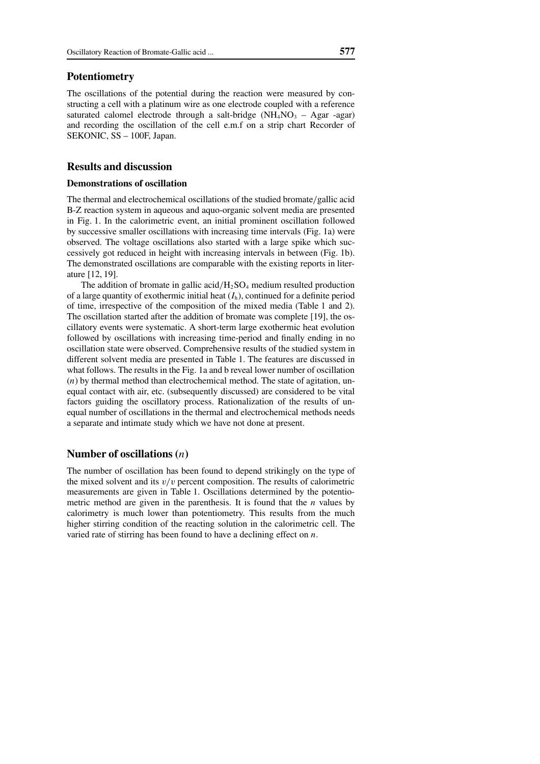## Potentiometry

The oscillations of the potential during the reaction were measured by constructing a cell with a platinum wire as one electrode coupled with a reference saturated calomel electrode through a salt-bridge ($NH_4NO_3$ – Agar -agar) and recording the oscillation of the cell e.m.f on a strip chart Recorder of SEKONIC, SS – 100F, Japan.

## Results and discussion

### Demonstrations of oscillation

The thermal and electrochemical oscillations of the studied bromate/gallic acid B-Z reaction system in aqueous and aquo-organic solvent media are presented in Fig. 1. In the calorimetric event, an initial prominent oscillation followed by successive smaller oscillations with increasing time intervals (Fig. 1a) were observed. The voltage oscillations also started with a large spike which successively got reduced in height with increasing intervals in between (Fig. 1b). The demonstrated oscillations are comparable with the existing reports in literature [12, 19].

The addition of bromate in gallic acid/$H_2SO_4$ medium resulted production of a large quantity of exothermic initial heat ($I_h$), continued for a definite period of time, irrespective of the composition of the mixed media (Table 1 and 2). The oscillation started after the addition of bromate was complete [19], the oscillatory events were systematic. A short-term large exothermic heat evolution followed by oscillations with increasing time-period and finally ending in no oscillation state were observed. Comprehensive results of the studied system in different solvent media are presented in Table 1. The features are discussed in what follows. The results in the Fig. 1a and b reveal lower number of oscillation ($n$) by thermal method than electrochemical method. The state of agitation, unequal contact with air, etc. (subsequently discussed) are considered to be vital factors guiding the oscillatory process. Rationalization of the results of unequal number of oscillations in the thermal and electrochemical methods needs a separate and intimate study which we have not done at present.

## Number of oscillations ($n$)

The number of oscillation has been found to depend strikingly on the type of the mixed solvent and its $v/v$ percent composition. The results of calorimetric measurements are given in Table 1. Oscillations determined by the potentiometric method are given in the parenthesis. It is found that the $n$ values by calorimetry is much lower than potentiometry. This results from the much higher stirring condition of the reacting solution in the calorimetric cell. The varied rate of stirring has been found to have a declining effect on $n$.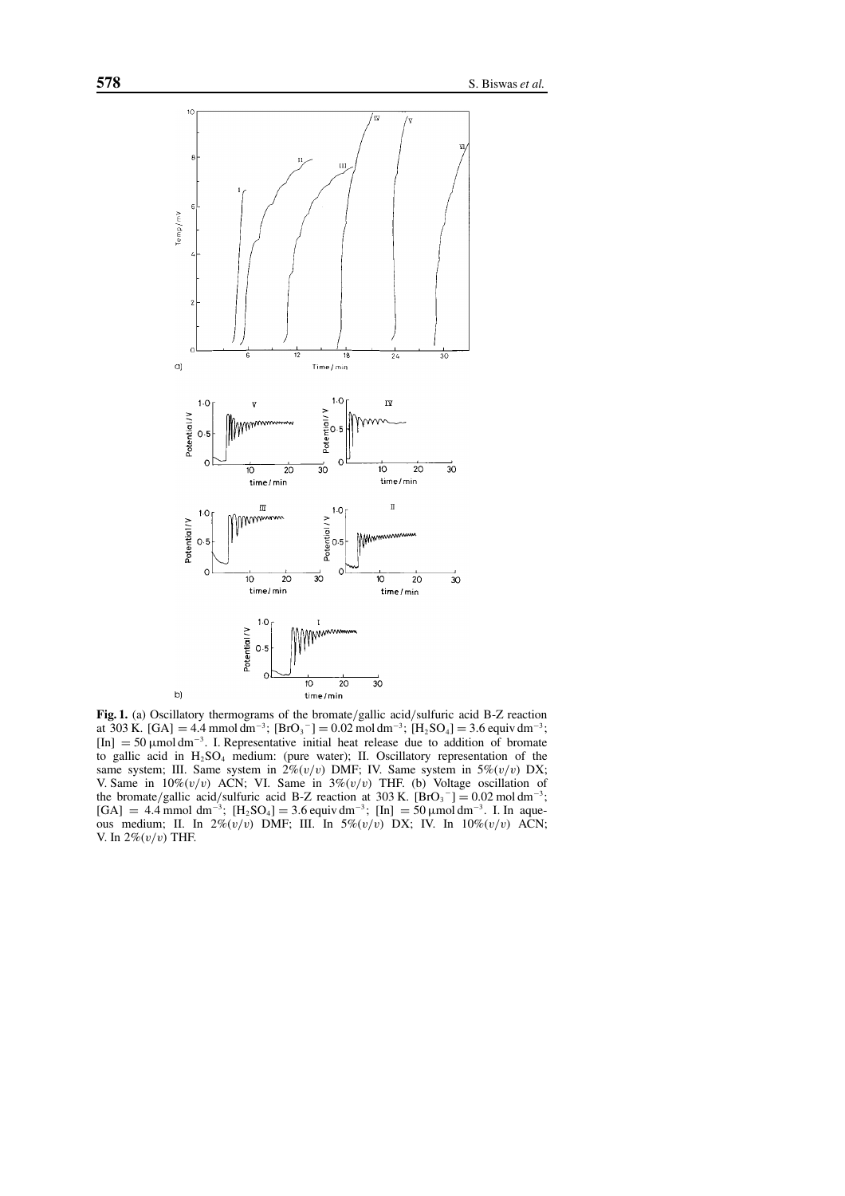**Fig. 1.** (a) Oscillatory thermograms of the bromate/gallic acid/sulfuric acid B-Z reaction at 303 K. [GA] = 4.4 mmol dm$^{-3}$; [$BrO_3^-$] = 0.02 mol dm$^{-3}$; [$H_2SO_4$] = 3.6 equiv dm$^{-3}$; [In] = 50 μmol dm$^{-3}$. I. Representative initial heat release due to addition of bromate to gallic acid in $H_2SO_4$ medium: (pure water); II. Oscillatory representation of the same system; III. Same system in 2%($v/v$) DMF; IV. Same system in 5%($v/v$) DX; V. Same in 10%($v/v$) ACN; VI. Same in 3%($v/v$) THF. (b) Voltage oscillation of the bromate/gallic acid/sulfuric acid B-Z reaction at 303 K. [$BrO_3^-$] = 0.02 mol dm$^{-3}$; [GA] = 4.4 mmol dm$^{-3}$; [$H_2SO_4$] = 3.6 equiv dm$^{-3}$; [In] = 50 μmol dm$^{-3}$. I. In aqueous medium; II. In 2%($v/v$) DMF; III. In 5%($v/v$) DX; IV. In 10%($v/v$) ACN; V. In 2%($v/v$) THF.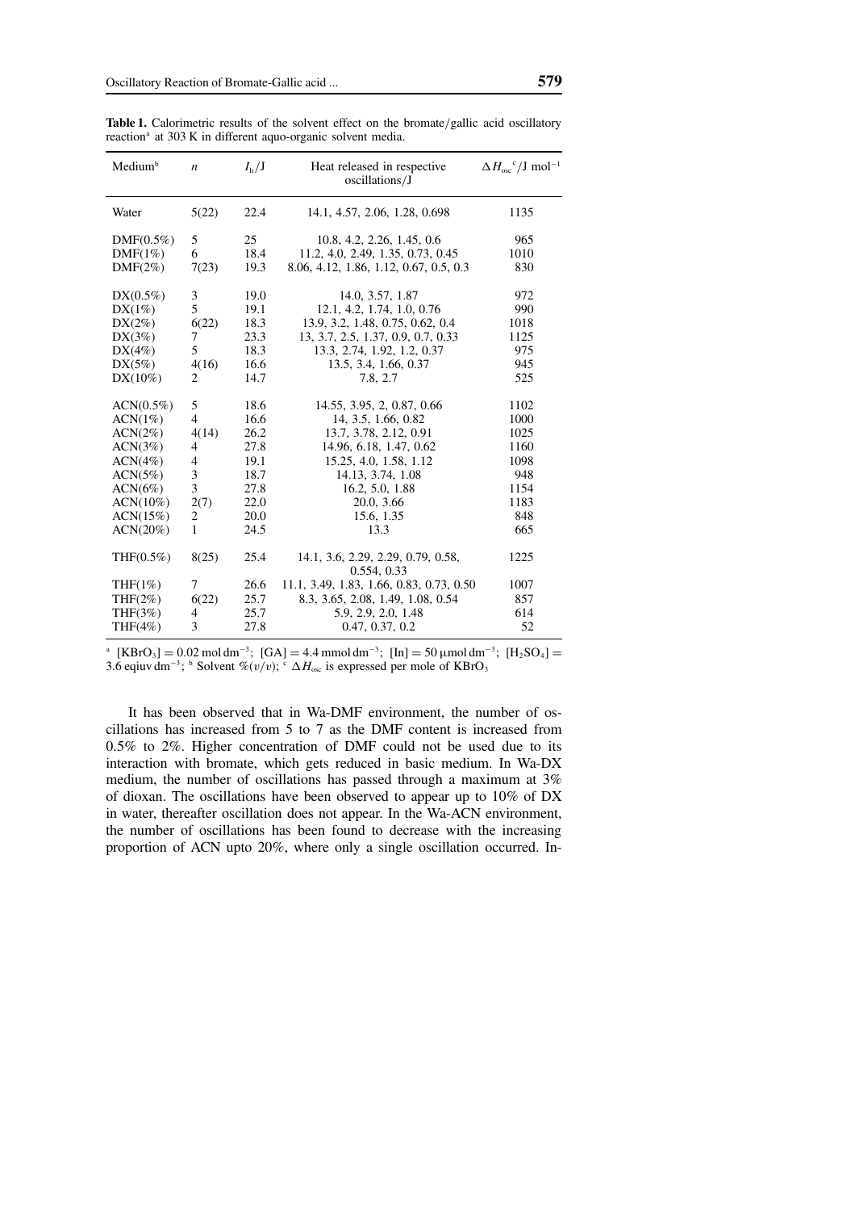**Table 1.** Calorimetric results of the solvent effect on the bromate/gallic acid oscillatory reaction[a] at 303 K in different aquo-organic solvent media.

| Medium[b] | $n$ | $I_h$/J | Heat released in respective oscillations/J | $\Delta H_{osc}$[c]/J mol$^{-1}$ |
|---|---|---|---|---|
| Water | 5(22) | 22.4 | 14.1, 4.57, 2.06, 1.28, 0.698 | 1135 |
| DMF(0.5%) | 5 | 25 | 10.8, 4.2, 2.26, 1.45, 0.6 | 965 |
| DMF(1%) | 6 | 18.4 | 11.2, 4.0, 2.49, 1.35, 0.73, 0.45 | 1010 |
| DMF(2%) | 7(23) | 19.3 | 8.06, 4.12, 1.86, 1.12, 0.67, 0.5, 0.3 | 830 |
| DX(0.5%) | 3 | 19.0 | 14.0, 3.57, 1.87 | 972 |
| DX(1%) | 5 | 19.1 | 12.1, 4.2, 1.74, 1.0, 0.76 | 990 |
| DX(2%) | 6(22) | 18.3 | 13.9, 3.2, 1.48, 0.75, 0.62, 0.4 | 1018 |
| DX(3%) | 7 | 23.3 | 13, 3.7, 2.5, 1.37, 0.9, 0.7, 0.33 | 1125 |
| DX(4%) | 5 | 18.3 | 13.3, 2.74, 1.92, 1.2, 0.37 | 975 |
| DX(5%) | 4(16) | 16.6 | 13.5, 3.4, 1.66, 0.37 | 945 |
| DX(10%) | 2 | 14.7 | 7.8, 2.7 | 525 |
| ACN(0.5%) | 5 | 18.6 | 14.55, 3.95, 2, 0.87, 0.66 | 1102 |
| ACN(1%) | 4 | 16.6 | 14, 3.5, 1.66, 0.82 | 1000 |
| ACN(2%) | 4(14) | 26.2 | 13.7, 3.78, 2.12, 0.91 | 1025 |
| ACN(3%) | 4 | 27.8 | 14.96, 6.18, 1.47, 0.62 | 1160 |
| ACN(4%) | 4 | 19.1 | 15.25, 4.0, 1.58, 1.12 | 1098 |
| ACN(5%) | 3 | 18.7 | 14.13, 3.74, 1.08 | 948 |
| ACN(6%) | 3 | 27.8 | 16.2, 5.0, 1.88 | 1154 |
| ACN(10%) | 2(7) | 22.0 | 20.0, 3.66 | 1183 |
| ACN(15%) | 2 | 20.0 | 15.6, 1.35 | 848 |
| ACN(20%) | 1 | 24.5 | 13.3 | 665 |
| THF(0.5%) | 8(25) | 25.4 | 14.1, 3.6, 2.29, 2.29, 0.79, 0.58, 0.554, 0.33 | 1225 |
| THF(1%) | 7 | 26.6 | 11.1, 3.49, 1.83, 1.66, 0.83, 0.73, 0.50 | 1007 |
| THF(2%) | 6(22) | 25.7 | 8.3, 3.65, 2.08, 1.49, 1.08, 0.54 | 857 |
| THF(3%) | 4 | 25.7 | 5.9, 2.9, 2.0, 1.48 | 614 |
| THF(4%) | 3 | 27.8 | 0.47, 0.37, 0.2 | 52 |

[a] $[KBrO_3] = 0.02$ mol dm$^{-3}$; $[GA] = 4.4$ mmol dm$^{-3}$; $[In] = 50$ µmol dm$^{-3}$; $[H_2SO_4] = 3.6$ eqiuv dm$^{-3}$; [b] Solvent %$(v/v)$; [c] $\Delta H_{osc}$ is expressed per mole of $KBrO_3$

It has been observed that in Wa-DMF environment, the number of oscillations has increased from 5 to 7 as the DMF content is increased from 0.5% to 2%. Higher concentration of DMF could not be used due to its interaction with bromate, which gets reduced in basic medium. In Wa-DX medium, the number of oscillations has passed through a maximum at 3% of dioxan. The oscillations have been observed to appear up to 10% of DX in water, thereafter oscillation does not appear. In the Wa-ACN environment, the number of oscillations has been found to decrease with the increasing proportion of ACN upto 20%, where only a single oscillation occurred. In-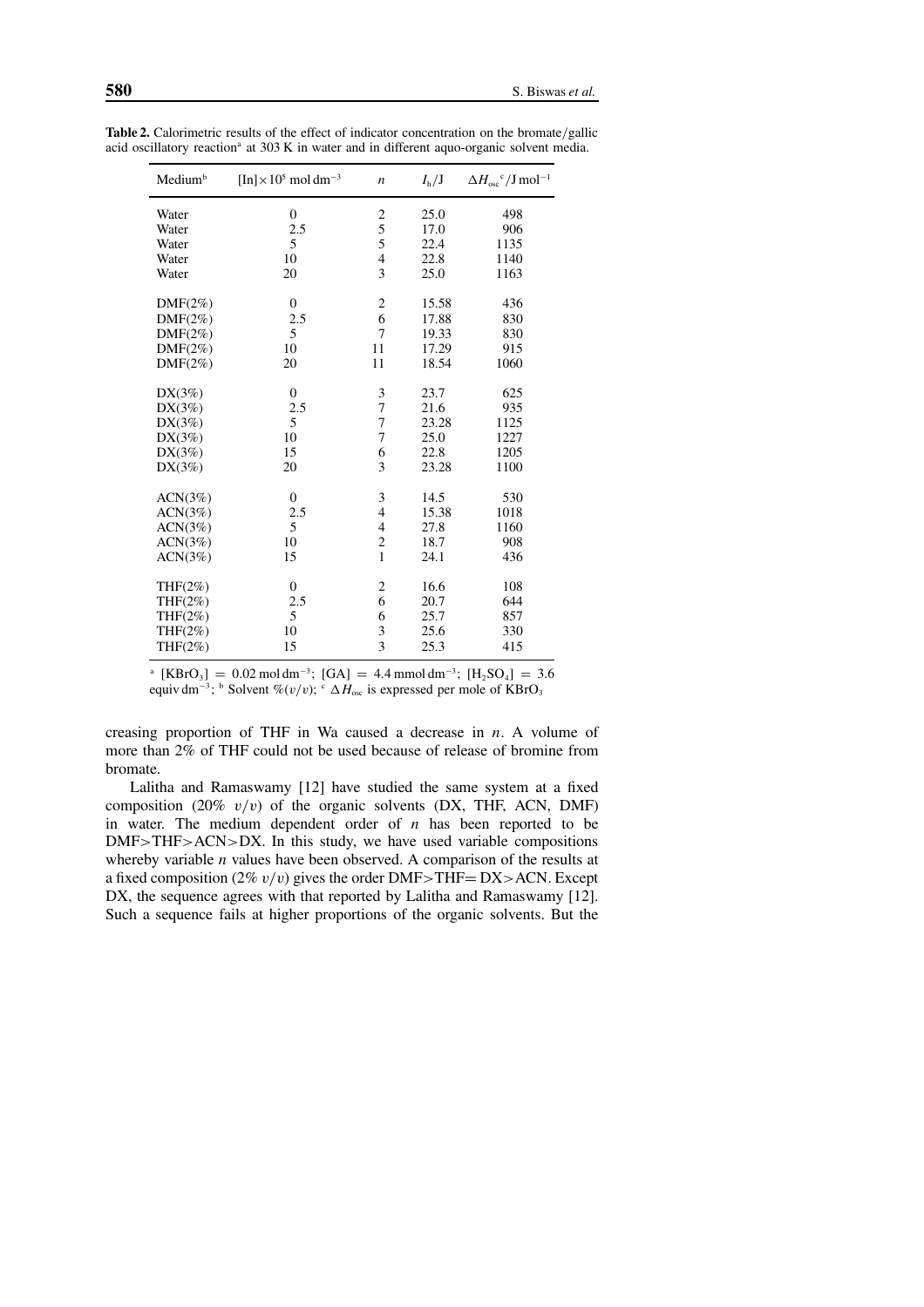**Table 2.** Calorimetric results of the effect of indicator concentration on the bromate/gallic acid oscillatory reaction[a] at 303 K in water and in different aquo-organic solvent media.

| Medium[b] | $[\mathrm{In}]\times 10^5$ mol dm$^{-3}$ | $n$ | $I_h$/J | $\Delta H_{osc}$[c]/J mol$^{-1}$ |
|---|---|---|---|---|
| Water | 0 | 2 | 25.0 | 498 |
| Water | 2.5 | 5 | 17.0 | 906 |
| Water | 5 | 5 | 22.4 | 1135 |
| Water | 10 | 4 | 22.8 | 1140 |
| Water | 20 | 3 | 25.0 | 1163 |
| DMF(2%) | 0 | 2 | 15.58 | 436 |
| DMF(2%) | 2.5 | 6 | 17.88 | 830 |
| DMF(2%) | 5 | 7 | 19.33 | 830 |
| DMF(2%) | 10 | 11 | 17.29 | 915 |
| DMF(2%) | 20 | 11 | 18.54 | 1060 |
| DX(3%) | 0 | 3 | 23.7 | 625 |
| DX(3%) | 2.5 | 7 | 21.6 | 935 |
| DX(3%) | 5 | 7 | 23.28 | 1125 |
| DX(3%) | 10 | 7 | 25.0 | 1227 |
| DX(3%) | 15 | 6 | 22.8 | 1205 |
| DX(3%) | 20 | 3 | 23.28 | 1100 |
| ACN(3%) | 0 | 3 | 14.5 | 530 |
| ACN(3%) | 2.5 | 4 | 15.38 | 1018 |
| ACN(3%) | 5 | 4 | 27.8 | 1160 |
| ACN(3%) | 10 | 2 | 18.7 | 908 |
| ACN(3%) | 15 | 1 | 24.1 | 436 |
| THF(2%) | 0 | 2 | 16.6 | 108 |
| THF(2%) | 2.5 | 6 | 20.7 | 644 |
| THF(2%) | 5 | 6 | 25.7 | 857 |
| THF(2%) | 10 | 3 | 25.6 | 330 |
| THF(2%) | 15 | 3 | 25.3 | 415 |

[a] $[\mathrm{KBrO_3}] = 0.02$ mol dm$^{-3}$; $[\mathrm{GA}] = 4.4$ mmol dm$^{-3}$; $[\mathrm{H_2SO_4}] = 3.6$ equiv dm$^{-3}$; [b] Solvent %$(v/v)$; [c] $\Delta H_{osc}$ is expressed per mole of $\mathrm{KBrO_3}$

creasing proportion of THF in Wa caused a decrease in $n$. A volume of more than 2% of THF could not be used because of release of bromine from bromate.

Lalitha and Ramaswamy [12] have studied the same system at a fixed composition (20% $v/v$) of the organic solvents (DX, THF, ACN, DMF) in water. The medium dependent order of $n$ has been reported to be DMF>THF>ACN>DX. In this study, we have used variable compositions whereby variable $n$ values have been observed. A comparison of the results at a fixed composition (2% $v/v$) gives the order DMF>THF= DX>ACN. Except DX, the sequence agrees with that reported by Lalitha and Ramaswamy [12]. Such a sequence fails at higher proportions of the organic solvents. But the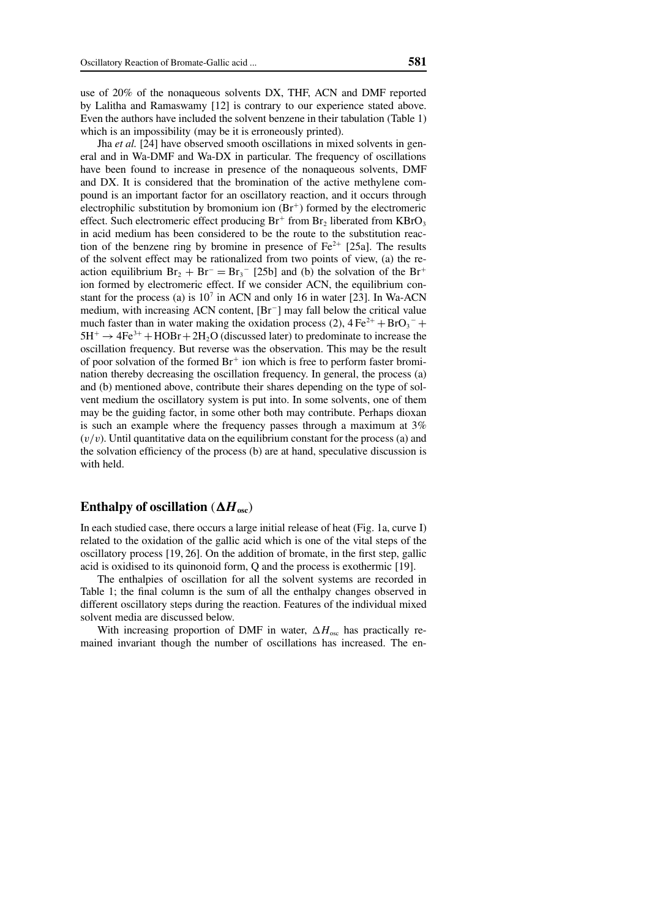use of 20% of the nonaqueous solvents DX, THF, ACN and DMF reported by Lalitha and Ramaswamy [12] is contrary to our experience stated above. Even the authors have included the solvent benzene in their tabulation (Table 1) which is an impossibility (may be it is erroneously printed).

Jha *et al.* [24] have observed smooth oscillations in mixed solvents in general and in Wa-DMF and Wa-DX in particular. The frequency of oscillations have been found to increase in presence of the nonaqueous solvents, DMF and DX. It is considered that the bromination of the active methylene compound is an important factor for an oscillatory reaction, and it occurs through electrophilic substitution by bromonium ion ($Br^+$) formed by the electromeric effect. Such electromeric effect producing $Br^+$ from $Br_2$ liberated from $KBrO_3$ in acid medium has been considered to be the route to the substitution reaction of the benzene ring by bromine in presence of $Fe^{2+}$ [25a]. The results of the solvent effect may be rationalized from two points of view, (a) the reaction equilibrium $Br_2 + Br^- = Br_3^-$ [25b] and (b) the solvation of the $Br^+$ ion formed by electromeric effect. If we consider ACN, the equilibrium constant for the process (a) is $10^7$ in ACN and only 16 in water [23]. In Wa-ACN medium, with increasing ACN content, $[Br^-]$ may fall below the critical value much faster than in water making the oxidation process (2), $4\,Fe^{2+} + BrO_3^- + 5H^+ \rightarrow 4Fe^{3+} + HOBr + 2H_2O$ (discussed later) to predominate to increase the oscillation frequency. But reverse was the observation. This may be the result of poor solvation of the formed $Br^+$ ion which is free to perform faster bromination thereby decreasing the oscillation frequency. In general, the process (a) and (b) mentioned above, contribute their shares depending on the type of solvent medium the oscillatory system is put into. In some solvents, one of them may be the guiding factor, in some other both may contribute. Perhaps dioxan is such an example where the frequency passes through a maximum at 3% $(v/v)$. Until quantitative data on the equilibrium constant for the process (a) and the solvation efficiency of the process (b) are at hand, speculative discussion is with held.

## Enthalpy of oscillation ($\Delta H_{osc}$)

In each studied case, there occurs a large initial release of heat (Fig. 1a, curve I) related to the oxidation of the gallic acid which is one of the vital steps of the oscillatory process [19, 26]. On the addition of bromate, in the first step, gallic acid is oxidised to its quinonoid form, Q and the process is exothermic [19].

The enthalpies of oscillation for all the solvent systems are recorded in Table 1; the final column is the sum of all the enthalpy changes observed in different oscillatory steps during the reaction. Features of the individual mixed solvent media are discussed below.

With increasing proportion of DMF in water, $\Delta H_{osc}$ has practically remained invariant though the number of oscillations has increased. The en-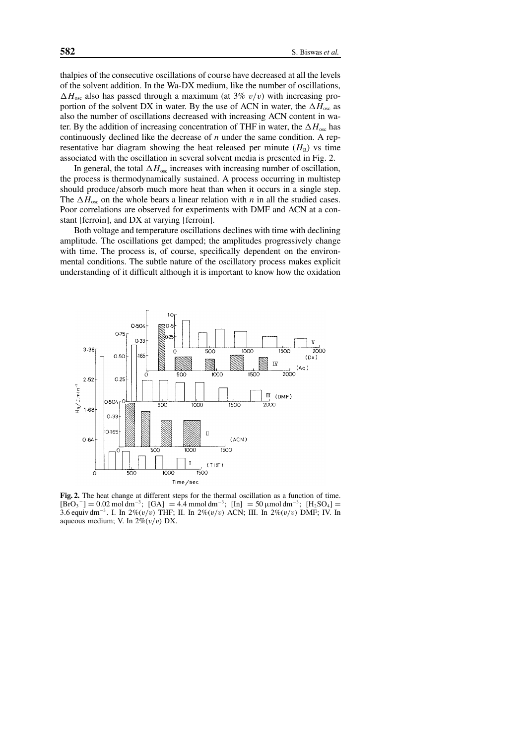thalpies of the consecutive oscillations of course have decreased at all the levels of the solvent addition. In the Wa-DX medium, like the number of oscillations, $\Delta H_{osc}$ also has passed through a maximum (at 3% $v/v$) with increasing proportion of the solvent DX in water. By the use of ACN in water, the $\Delta H_{osc}$ as also the number of oscillations decreased with increasing ACN content in water. By the addition of increasing concentration of THF in water, the $\Delta H_{osc}$ has continuously declined like the decrease of $n$ under the same condition. A representative bar diagram showing the heat released per minute ($H_R$) vs time associated with the oscillation in several solvent media is presented in Fig. 2.

In general, the total $\Delta H_{osc}$ increases with increasing number of oscillation, the process is thermodynamically sustained. A process occurring in multistep should produce/absorb much more heat than when it occurs in a single step. The $\Delta H_{osc}$ on the whole bears a linear relation with $n$ in all the studied cases. Poor correlations are observed for experiments with DMF and ACN at a constant [ferroin], and DX at varying [ferroin].

Both voltage and temperature oscillations declines with time with declining amplitude. The oscillations get damped; the amplitudes progressively change with time. The process is, of course, specifically dependent on the environmental conditions. The subtle nature of the oscillatory process makes explicit understanding of it difficult although it is important to know how the oxidation

**Fig. 2.** The heat change at different steps for the thermal oscillation as a function of time. $[BrO_3^-] = 0.02\ \mathrm{mol\,dm^{-3}}$; $[GA] = 4.4\ \mathrm{mmol\,dm^{-3}}$; $[In] = 50\ \mu\mathrm{mol\,dm^{-3}}$; $[H_2SO_4] = 3.6\ \mathrm{equiv\,dm^{-3}}$. I. In 2%($v/v$) THF; II. In 2%($v/v$) ACN; III. In 2%($v/v$) DMF; IV. In aqueous medium; V. In 2%($v/v$) DX.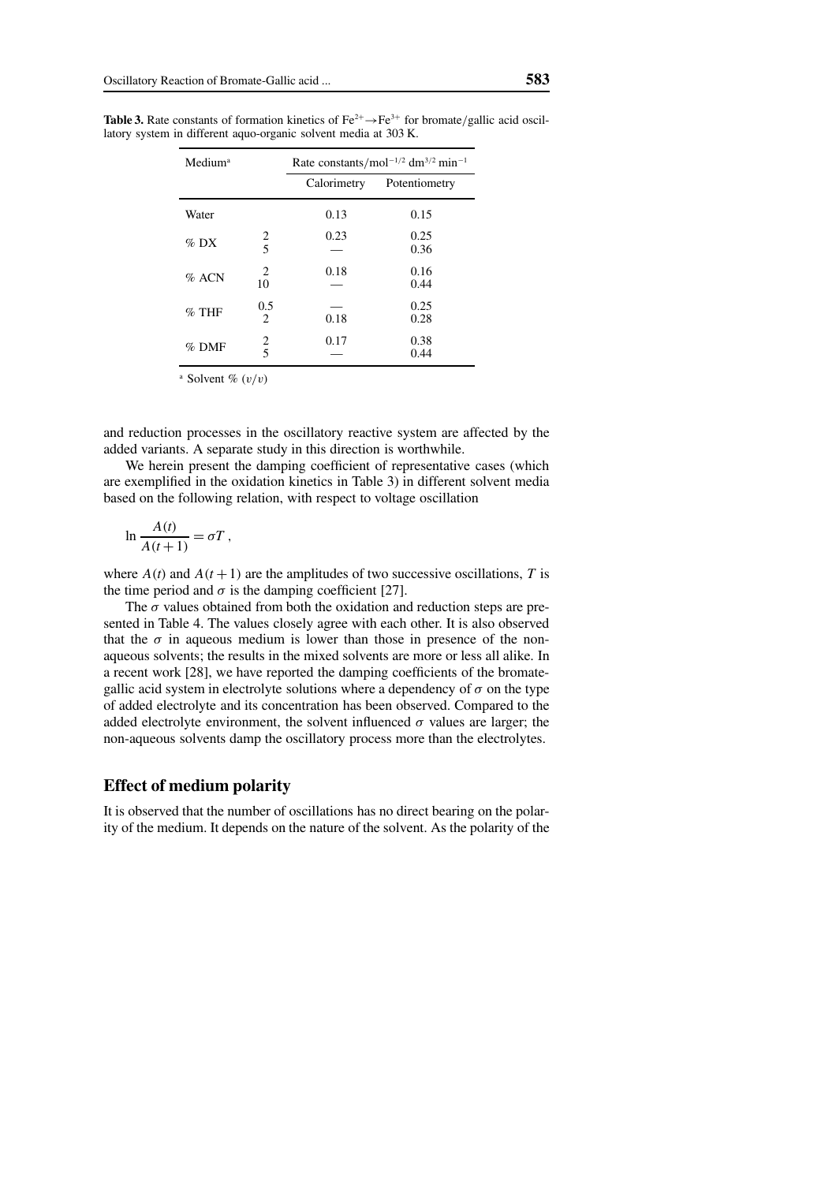**Table 3.** Rate constants of formation kinetics of $Fe^{2+} \rightarrow Fe^{3+}$ for bromate/gallic acid oscillatory system in different aquo-organic solvent media at 303 K.

| Medium[a] | | Rate constants/mol$^{-1/2}$ dm$^{3/2}$ min$^{-1}$ | |
|---|---|---|---|
| | | Calorimetry | Potentiometry |
| Water | | 0.13 | 0.15 |
| % DX | 2 | 0.23 | 0.25 |
| | 5 | — | 0.36 |
| % ACN | 2 | 0.18 | 0.16 |
| | 10 | — | 0.44 |
| % THF | 0.5 | — | 0.25 |
| | 2 | 0.18 | 0.28 |
| % DMF | 2 | 0.17 | 0.38 |
| | 5 | — | 0.44 |

[a] Solvent % $(v/v)$

and reduction processes in the oscillatory reactive system are affected by the added variants. A separate study in this direction is worthwhile.

We herein present the damping coefficient of representative cases (which are exemplified in the oxidation kinetics in Table 3) in different solvent media based on the following relation, with respect to voltage oscillation

$$\ln \frac{A(t)}{A(t+1)} = \sigma T ,$$

where $A(t)$ and $A(t+1)$ are the amplitudes of two successive oscillations, $T$ is the time period and $\sigma$ is the damping coefficient [27].

The $\sigma$ values obtained from both the oxidation and reduction steps are presented in Table 4. The values closely agree with each other. It is also observed that the $\sigma$ in aqueous medium is lower than those in presence of the non-aqueous solvents; the results in the mixed solvents are more or less all alike. In a recent work [28], we have reported the damping coefficients of the bromate-gallic acid system in electrolyte solutions where a dependency of $\sigma$ on the type of added electrolyte and its concentration has been observed. Compared to the added electrolyte environment, the solvent influenced $\sigma$ values are larger; the non-aqueous solvents damp the oscillatory process more than the electrolytes.

## Effect of medium polarity

It is observed that the number of oscillations has no direct bearing on the polarity of the medium. It depends on the nature of the solvent. As the polarity of the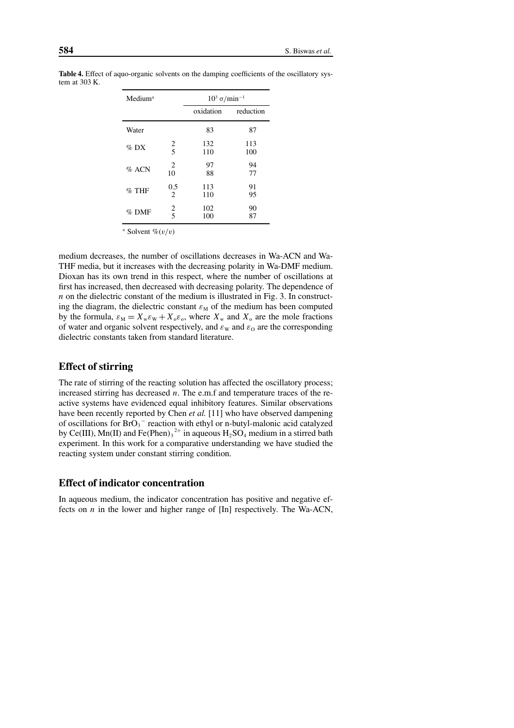**Table 4.** Effect of aquo-organic solvents on the damping coefficients of the oscillatory system at 303 K.

| Medium[a] | | $10^3\ \sigma/\text{min}^{-1}$ | |
|---|---|---|---|
| | | oxidation | reduction |
| Water | | 83 | 87 |
| % DX | 2 | 132 | 113 |
| | 5 | 110 | 100 |
| % ACN | 2 | 97 | 94 |
| | 10 | 88 | 77 |
| % THF | 0.5 | 113 | 91 |
| | 2 | 110 | 95 |
| % DMF | 2 | 102 | 90 |
| | 5 | 100 | 87 |

[a] Solvent $\%(v/v)$

medium decreases, the number of oscillations decreases in Wa-ACN and Wa-THF media, but it increases with the decreasing polarity in Wa-DMF medium. Dioxan has its own trend in this respect, where the number of oscillations at first has increased, then decreased with decreasing polarity. The dependence of $n$ on the dielectric constant of the medium is illustrated in Fig. 3. In constructing the diagram, the dielectric constant $\varepsilon_M$ of the medium has been computed by the formula, $\varepsilon_M = X_w\varepsilon_W + X_o\varepsilon_o$, where $X_w$ and $X_o$ are the mole fractions of water and organic solvent respectively, and $\varepsilon_W$ and $\varepsilon_O$ are the corresponding dielectric constants taken from standard literature.

## Effect of stirring

The rate of stirring of the reacting solution has affected the oscillatory process; increased stirring has decreased $n$. The e.m.f and temperature traces of the reactive systems have evidenced equal inhibitory features. Similar observations have been recently reported by Chen *et al.* [11] who have observed dampening of oscillations for $BrO_3^-$ reaction with ethyl or n-butyl-malonic acid catalyzed by Ce(III), Mn(II) and $Fe(Phen)_3^{2+}$ in aqueous $H_2SO_4$ medium in a stirred bath experiment. In this work for a comparative understanding we have studied the reacting system under constant stirring condition.

## Effect of indicator concentration

In aqueous medium, the indicator concentration has positive and negative effects on $n$ in the lower and higher range of [In] respectively. The Wa-ACN,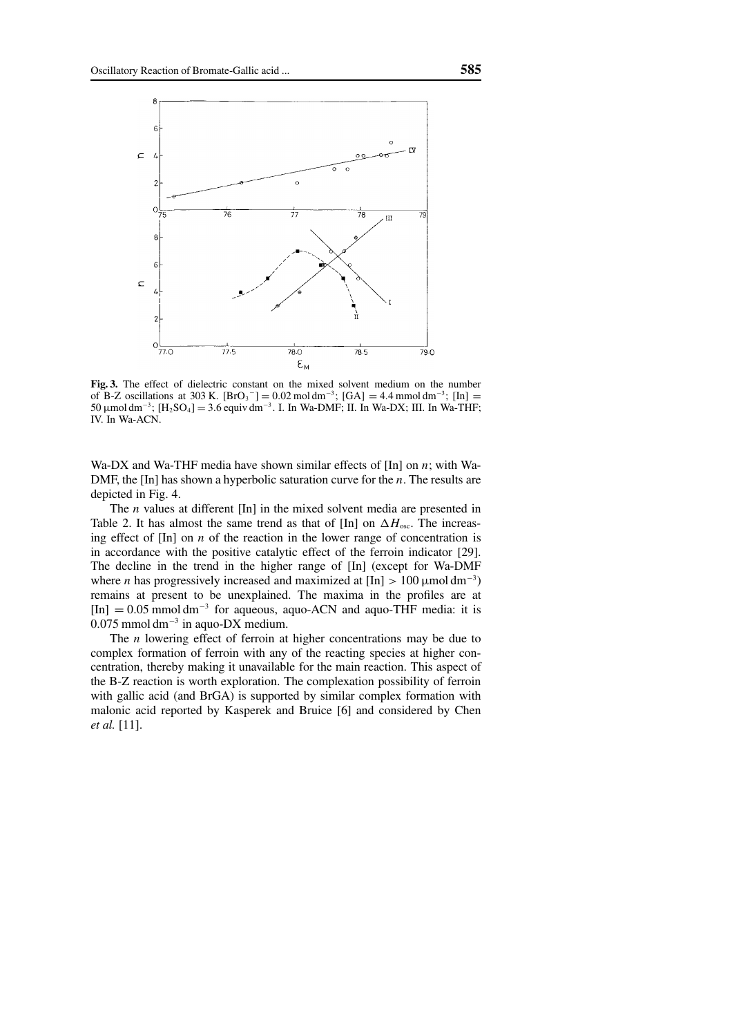**Fig. 3.** The effect of dielectric constant on the mixed solvent medium on the number of B-Z oscillations at 303 K. $[BrO_3^-] = 0.02$ mol dm$^{-3}$; [GA] $= 4.4$ mmol dm$^{-3}$; [In] $= 50$ μmol dm$^{-3}$; $[H_2SO_4] = 3.6$ equiv dm$^{-3}$. I. In Wa-DMF; II. In Wa-DX; III. In Wa-THF; IV. In Wa-ACN.

Wa-DX and Wa-THF media have shown similar effects of [In] on $n$; with Wa-DMF, the [In] has shown a hyperbolic saturation curve for the $n$. The results are depicted in Fig. 4.

The $n$ values at different [In] in the mixed solvent media are presented in Table 2. It has almost the same trend as that of [In] on $\Delta H_{osc}$. The increasing effect of [In] on $n$ of the reaction in the lower range of concentration is in accordance with the positive catalytic effect of the ferroin indicator [29]. The decline in the trend in the higher range of [In] (except for Wa-DMF where $n$ has progressively increased and maximized at [In] $> 100$ μmol dm$^{-3}$) remains at present to be unexplained. The maxima in the profiles are at [In] $= 0.05$ mmol dm$^{-3}$ for aqueous, aquo-ACN and aquo-THF media: it is $0.075$ mmol dm$^{-3}$ in aquo-DX medium.

The $n$ lowering effect of ferroin at higher concentrations may be due to complex formation of ferroin with any of the reacting species at higher concentration, thereby making it unavailable for the main reaction. This aspect of the B-Z reaction is worth exploration. The complexation possibility of ferroin with gallic acid (and BrGA) is supported by similar complex formation with malonic acid reported by Kasperek and Bruice [6] and considered by Chen *et al.* [11].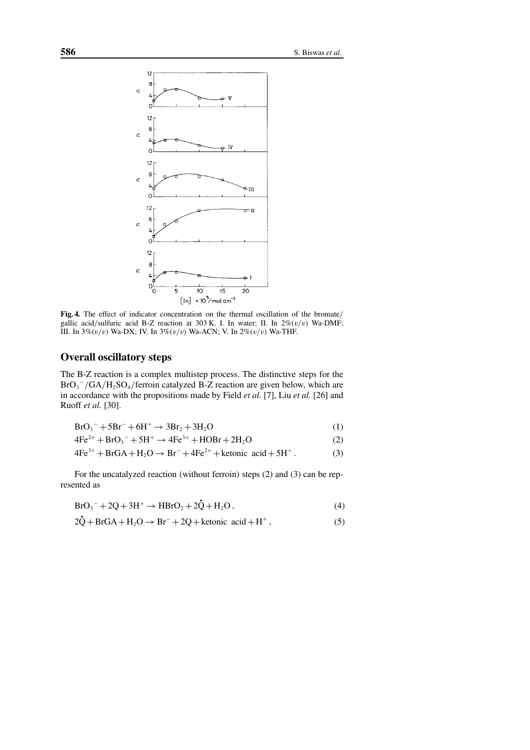**Fig. 4.** The effect of indicator concentration on the thermal oscillation of the bromate/gallic acid/sulfuric acid B-Z reaction at 303 K. I. In water; II. In 2%($v/v$) Wa-DMF; III. In 3%($v/v$) Wa-DX; IV. In 3%($v/v$) Wa-ACN; V. In 2%($v/v$) Wa-THF.

## Overall oscillatory steps

The B-Z reaction is a complex multistep process. The distinctive steps for the $BrO_3^-/GA/H_2SO_4$/ferroin catalyzed B-Z reaction are given below, which are in accordance with the propositions made by Field *et al.* [7], Liu *et al.* [26] and Ruoff *et al.* [30].

$$BrO_3^- + 5Br^- + 6H^+ \rightarrow 3Br_2 + 3H_2O \tag{1}$$

$$4Fe^{2+} + BrO_3^- + 5H^+ \rightarrow 4Fe^{3+} + HOBr + 2H_2O \tag{2}$$

$$4Fe^{3+} + BrGA + H_2O \rightarrow Br^- + 4Fe^{2+} + \text{ketonic acid} + 5H^+ . \tag{3}$$

For the uncatalyzed reaction (without ferroin) steps (2) and (3) can be represented as

$$BrO_3^- + 2Q + 3H^+ \rightarrow HBrO_2 + 2\dot{Q} + H_2O , \tag{4}$$

$$2\dot{Q} + BrGA + H_2O \rightarrow Br^- + 2Q + \text{ketonic acid} + H^+ , \tag{5}$$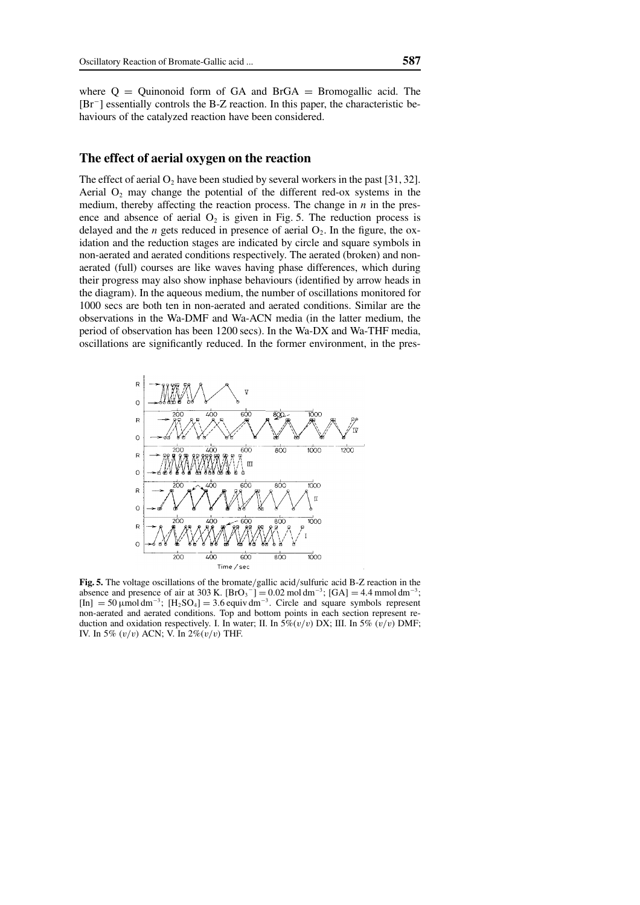where Q = Quinonoid form of GA and BrGA = Bromogallic acid. The $[Br^-]$ essentially controls the B-Z reaction. In this paper, the characteristic behaviours of the catalyzed reaction have been considered.

## The effect of aerial oxygen on the reaction

The effect of aerial $O_2$ have been studied by several workers in the past [31, 32]. Aerial $O_2$ may change the potential of the different red-ox systems in the medium, thereby affecting the reaction process. The change in $n$ in the presence and absence of aerial $O_2$ is given in Fig. 5. The reduction process is delayed and the $n$ gets reduced in presence of aerial $O_2$. In the figure, the oxidation and the reduction stages are indicated by circle and square symbols in non-aerated and aerated conditions respectively. The aerated (broken) and non-aerated (full) courses are like waves having phase differences, which during their progress may also show inphase behaviours (identified by arrow heads in the diagram). In the aqueous medium, the number of oscillations monitored for 1000 secs are both ten in non-aerated and aerated conditions. Similar are the observations in the Wa-DMF and Wa-ACN media (in the latter medium, the period of observation has been 1200 secs). In the Wa-DX and Wa-THF media, oscillations are significantly reduced. In the former environment, in the pres-

**Fig. 5.** The voltage oscillations of the bromate/gallic acid/sulfuric acid B-Z reaction in the absence and presence of air at 303 K. $[BrO_3^-] = 0.02\ \text{mol dm}^{-3}$; $[GA] = 4.4\ \text{mmol dm}^{-3}$; $[In] = 50\ \mu\text{mol dm}^{-3}$; $[H_2SO_4] = 3.6\ \text{equiv dm}^{-3}$. Circle and square symbols represent non-aerated and aerated conditions. Top and bottom points in each section represent reduction and oxidation respectively. I. In water; II. In 5%($v/v$) DX; III. In 5% ($v/v$) DMF; IV. In 5% ($v/v$) ACN; V. In 2%($v/v$) THF.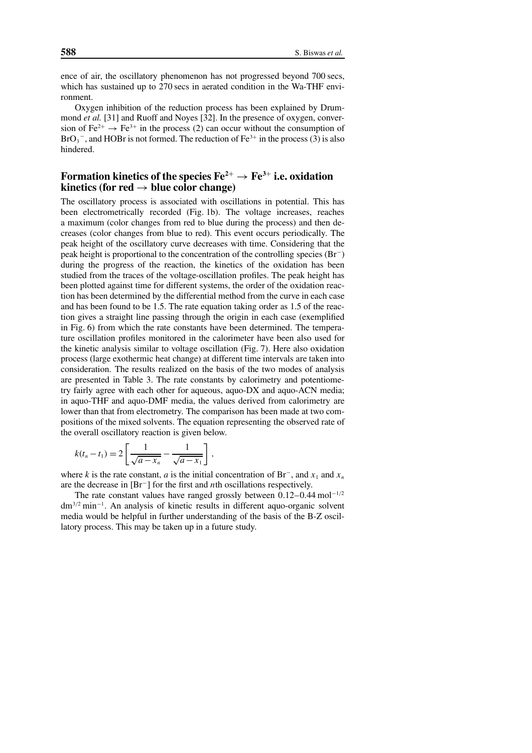ence of air, the oscillatory phenomenon has not progressed beyond 700 secs, which has sustained up to 270 secs in aerated condition in the Wa-THF environment.

Oxygen inhibition of the reduction process has been explained by Drummond *et al.* [31] and Ruoff and Noyes [32]. In the presence of oxygen, conversion of $Fe^{2+} \rightarrow Fe^{3+}$ in the process (2) can occur without the consumption of $BrO_3^-$, and HOBr is not formed. The reduction of $Fe^{3+}$ in the process (3) is also hindered.

## Formation kinetics of the species $Fe^{2+} \rightarrow Fe^{3+}$ i.e. oxidation kinetics (for red $\rightarrow$ blue color change)

The oscillatory process is associated with oscillations in potential. This has been electrometrically recorded (Fig. 1b). The voltage increases, reaches a maximum (color changes from red to blue during the process) and then decreases (color changes from blue to red). This event occurs periodically. The peak height of the oscillatory curve decreases with time. Considering that the peak height is proportional to the concentration of the controlling species ($Br^-$) during the progress of the reaction, the kinetics of the oxidation has been studied from the traces of the voltage-oscillation profiles. The peak height has been plotted against time for different systems, the order of the oxidation reaction has been determined by the differential method from the curve in each case and has been found to be 1.5. The rate equation taking order as 1.5 of the reaction gives a straight line passing through the origin in each case (exemplified in Fig. 6) from which the rate constants have been determined. The temperature oscillation profiles monitored in the calorimeter have been also used for the kinetic analysis similar to voltage oscillation (Fig. 7). Here also oxidation process (large exothermic heat change) at different time intervals are taken into consideration. The results realized on the basis of the two modes of analysis are presented in Table 3. The rate constants by calorimetry and potentiometry fairly agree with each other for aqueous, aquo-DX and aquo-ACN media; in aquo-THF and aquo-DMF media, the values derived from calorimetry are lower than that from electrometry. The comparison has been made at two compositions of the mixed solvents. The equation representing the observed rate of the overall oscillatory reaction is given below.

$$k(t_n - t_1) = 2\left[\frac{1}{\sqrt{a - x_n}} - \frac{1}{\sqrt{a - x_1}}\right],$$

where $k$ is the rate constant, $a$ is the initial concentration of $Br^-$, and $x_1$ and $x_n$ are the decrease in $[Br^-]$ for the first and $n$th oscillations respectively.

The rate constant values have ranged grossly between 0.12–0.44 $mol^{-1/2}$ $dm^{3/2}$ $min^{-1}$. An analysis of kinetic results in different aquo-organic solvent media would be helpful in further understanding of the basis of the B-Z oscillatory process. This may be taken up in a future study.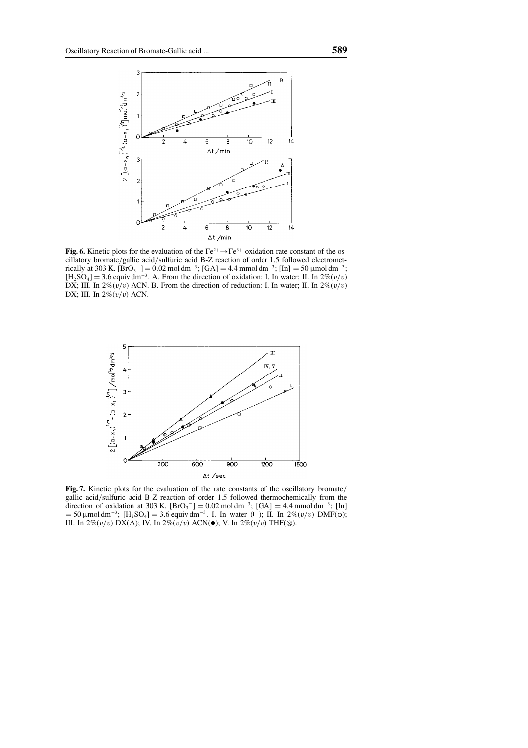**Fig. 6.** Kinetic plots for the evaluation of the $Fe^{2+} \rightarrow Fe^{3+}$ oxidation rate constant of the oscillatory bromate/gallic acid/sulfuric acid B-Z reaction of order 1.5 followed electrometrically at 303 K. $[BrO_3^-] = 0.02\ \text{mol dm}^{-3}$; $[GA] = 4.4\ \text{mmol dm}^{-3}$; $[In] = 50\ \mu\text{mol dm}^{-3}$; $[H_2SO_4] = 3.6\ \text{equiv dm}^{-3}$. A. From the direction of oxidation: I. In water; II. In 2%$(v/v)$ DX; III. In 2%$(v/v)$ ACN. B. From the direction of reduction: I. In water; II. In 2%$(v/v)$ DX; III. In 2%$(v/v)$ ACN.

**Fig. 7.** Kinetic plots for the evaluation of the rate constants of the oscillatory bromate/gallic acid/sulfuric acid B-Z reaction of order 1.5 followed thermochemically from the direction of oxidation at 303 K. $[BrO_3^-] = 0.02\ \text{mol dm}^{-3}$; $[GA] = 4.4\ \text{mmol dm}^{-3}$; $[In] = 50\ \mu\text{mol dm}^{-3}$; $[H_2SO_4] = 3.6\ \text{equiv dm}^{-3}$. I. In water (□); II. In 2%$(v/v)$ DMF(○); III. In 2%$(v/v)$ DX(△); IV. In 2%$(v/v)$ ACN(●); V. In 2%$(v/v)$ THF(⊗).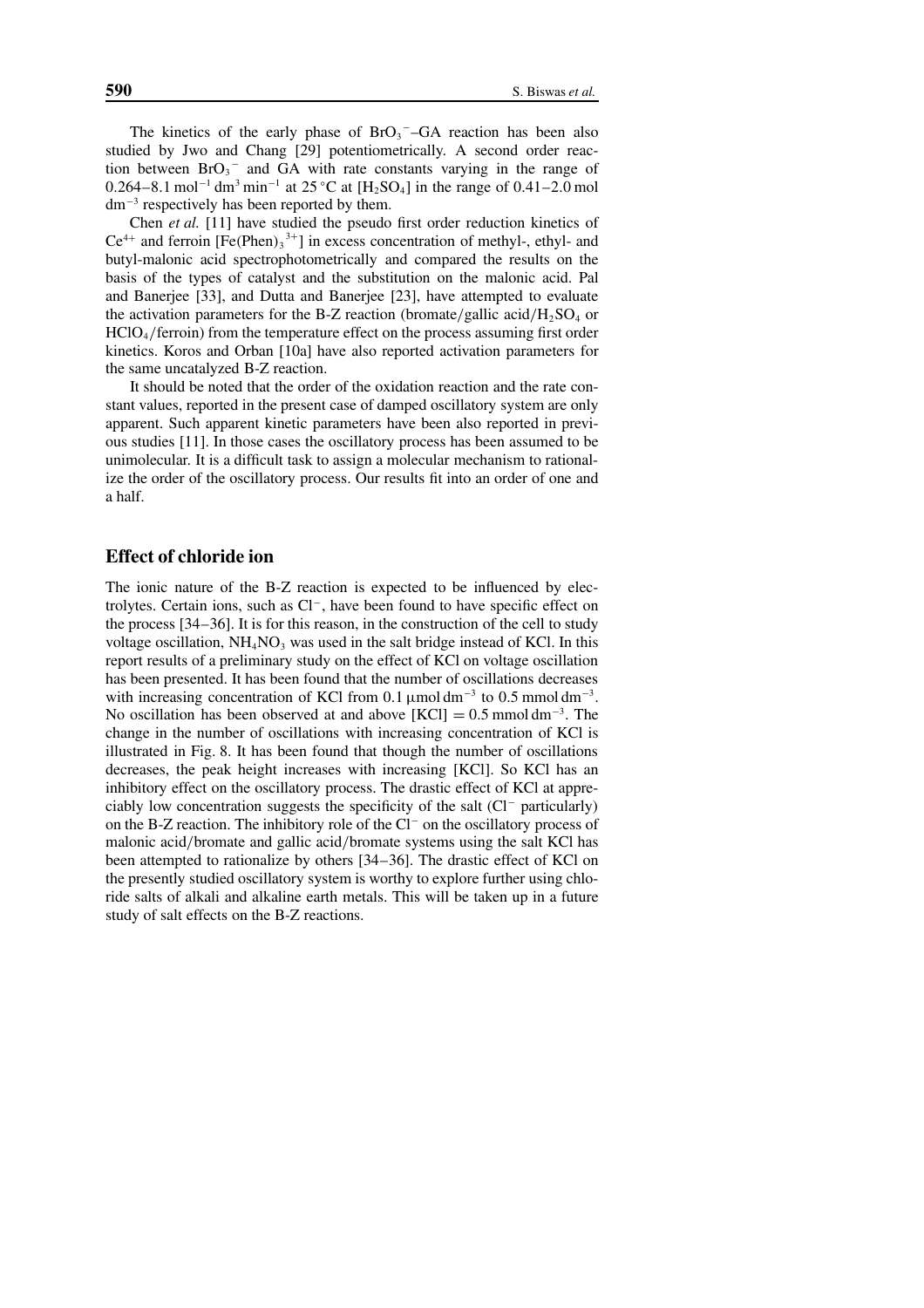The kinetics of the early phase of $BrO_3^-$–GA reaction has been also studied by Jwo and Chang [29] potentiometrically. A second order reaction between $BrO_3^-$ and GA with rate constants varying in the range of $0.264–8.1\ mol^{-1}\ dm^3\ min^{-1}$ at 25 °C at $[H_2SO_4]$ in the range of $0.41–2.0\ mol\ dm^{-3}$ respectively has been reported by them.

Chen *et al.* [11] have studied the pseudo first order reduction kinetics of $Ce^{4+}$ and ferroin $[Fe(Phen)_3^{3+}]$ in excess concentration of methyl-, ethyl- and butyl-malonic acid spectrophotometrically and compared the results on the basis of the types of catalyst and the substitution on the malonic acid. Pal and Banerjee [33], and Dutta and Banerjee [23], have attempted to evaluate the activation parameters for the B-Z reaction (bromate/gallic acid/$H_2SO_4$ or $HClO_4$/ferroin) from the temperature effect on the process assuming first order kinetics. Koros and Orban [10a] have also reported activation parameters for the same uncatalyzed B-Z reaction.

It should be noted that the order of the oxidation reaction and the rate constant values, reported in the present case of damped oscillatory system are only apparent. Such apparent kinetic parameters have been also reported in previous studies [11]. In those cases the oscillatory process has been assumed to be unimolecular. It is a difficult task to assign a molecular mechanism to rationalize the order of the oscillatory process. Our results fit into an order of one and a half.

## Effect of chloride ion

The ionic nature of the B-Z reaction is expected to be influenced by electrolytes. Certain ions, such as $Cl^-$, have been found to have specific effect on the process [34–36]. It is for this reason, in the construction of the cell to study voltage oscillation, $NH_4NO_3$ was used in the salt bridge instead of KCl. In this report results of a preliminary study on the effect of KCl on voltage oscillation has been presented. It has been found that the number of oscillations decreases with increasing concentration of KCl from $0.1\ \mu mol\ dm^{-3}$ to $0.5\ mmol\ dm^{-3}$. No oscillation has been observed at and above $[KCl] = 0.5\ mmol\ dm^{-3}$. The change in the number of oscillations with increasing concentration of KCl is illustrated in Fig. 8. It has been found that though the number of oscillations decreases, the peak height increases with increasing [KCl]. So KCl has an inhibitory effect on the oscillatory process. The drastic effect of KCl at appreciably low concentration suggests the specificity of the salt ($Cl^-$ particularly) on the B-Z reaction. The inhibitory role of the $Cl^-$ on the oscillatory process of malonic acid/bromate and gallic acid/bromate systems using the salt KCl has been attempted to rationalize by others [34–36]. The drastic effect of KCl on the presently studied oscillatory system is worthy to explore further using chloride salts of alkali and alkaline earth metals. This will be taken up in a future study of salt effects on the B-Z reactions.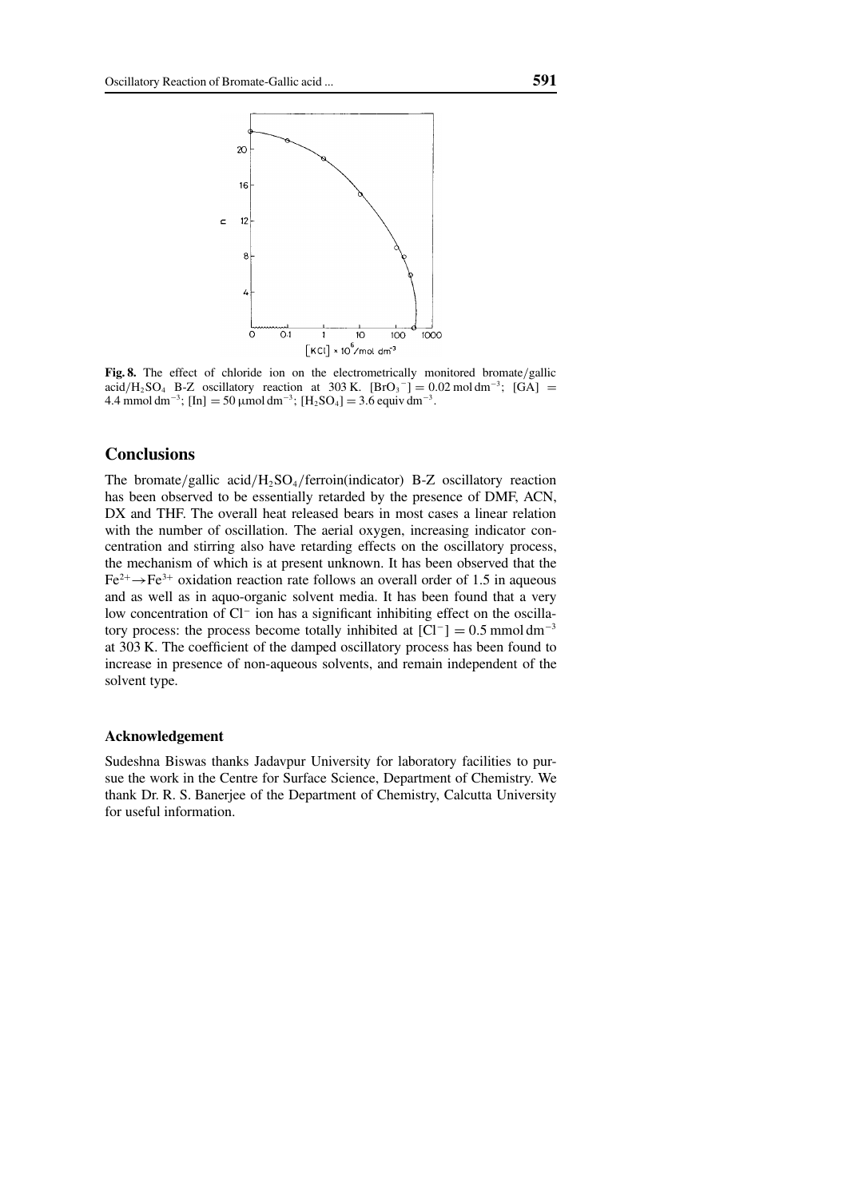**Fig. 8.** The effect of chloride ion on the electrometrically monitored bromate/gallic acid/$H_2SO_4$ B-Z oscillatory reaction at 303 K. $[BrO_3^-] = 0.02\ \text{mol dm}^{-3}$; $[GA] = 4.4\ \text{mmol dm}^{-3}$; $[In] = 50\ \mu\text{mol dm}^{-3}$; $[H_2SO_4] = 3.6\ \text{equiv dm}^{-3}$.

## Conclusions

The bromate/gallic acid/$H_2SO_4$/ferroin(indicator) B-Z oscillatory reaction has been observed to be essentially retarded by the presence of DMF, ACN, DX and THF. The overall heat released bears in most cases a linear relation with the number of oscillation. The aerial oxygen, increasing indicator concentration and stirring also have retarding effects on the oscillatory process, the mechanism of which is at present unknown. It has been observed that the $Fe^{2+} \rightarrow Fe^{3+}$ oxidation reaction rate follows an overall order of 1.5 in aqueous and as well as in aquo-organic solvent media. It has been found that a very low concentration of $Cl^-$ ion has a significant inhibiting effect on the oscillatory process: the process become totally inhibited at $[Cl^-] = 0.5\ \text{mmol dm}^{-3}$ at 303 K. The coefficient of the damped oscillatory process has been found to increase in presence of non-aqueous solvents, and remain independent of the solvent type.

### Acknowledgement

Sudeshna Biswas thanks Jadavpur University for laboratory facilities to pursue the work in the Centre for Surface Science, Department of Chemistry. We thank Dr. R. S. Banerjee of the Department of Chemistry, Calcutta University for useful information.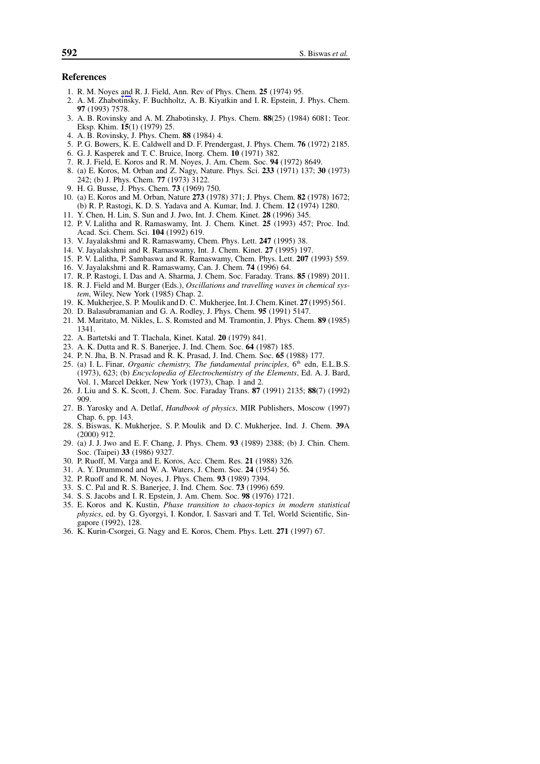## References

1. R. M. Noyes and R. J. Field, Ann. Rev of Phys. Chem. **25** (1974) 95.
2. A. M. Zhabotinsky, F. Buchholtz, A. B. Kiyatkin and I. R. Epstein, J. Phys. Chem. **97** (1993) 7578.
3. A. B. Rovinsky and A. M. Zhabotinsky, J. Phys. Chem. **88**(25) (1984) 6081; Teor. Eksp. Khim. **15**(1) (1979) 25.
4. A. B. Rovinsky, J. Phys. Chem. **88** (1984) 4.
5. P. G. Bowers, K. E. Caldwell and D. F. Prendergast, J. Phys. Chem. **76** (1972) 2185.
6. G. J. Kasperek and T. C. Bruice, Inorg. Chem. **10** (1971) 382.
7. R. J. Field, E. Koros and R. M. Noyes, J. Am. Chem. Soc. **94** (1972) 8649.
8. (a) E. Koros, M. Orban and Z. Nagy, Nature. Phys. Sci. **233** (1971) 137; **30** (1973) 242; (b) J. Phys. Chem. **77** (1973) 3122.
9. H. G. Busse, J. Phys. Chem. **73** (1969) 750.
10. (a) E. Koros and M. Orban, Nature **273** (1978) 371; J. Phys. Chem. **82** (1978) 1672; (b) R. P. Rastogi, K. D. S. Yadava and A. Kumar, Ind. J. Chem. **12** (1974) 1280.
11. Y. Chen, H. Lin, S. Sun and J. Jwo, Int. J. Chem. Kinet. **28** (1996) 345.
12. P. V. Lalitha and R. Ramaswamy, Int. J. Chem. Kinet. **25** (1993) 457; Proc. Ind. Acad. Sci. Chem. Sci. **104** (1992) 619.
13. V. Jayalakshmi and R. Ramaswamy, Chem. Phys. Lett. **247** (1995) 38.
14. V. Jayalakshmi and R. Ramaswamy, Int. J. Chem. Kinet. **27** (1995) 197.
15. P. V. Lalitha, P. Sambaswa and R. Ramaswamy, Chem. Phys. Lett. **207** (1993) 559.
16. V. Jayalakshmi and R. Ramaswamy, Can. J. Chem. **74** (1996) 64.
17. R. P. Rastogi, I. Das and A. Sharma, J. Chem. Soc. Faraday. Trans. **85** (1989) 2011.
18. R. J. Field and M. Burger (Eds.), *Oscillations and travelling waves in chemical system*, Wiley, New York (1985) Chap. 2.
19. K. Mukherjee, S. P. Moulik and D. C. Mukherjee, Int. J. Chem. Kinet. **27** (1995) 561.
20. D. Balasubramanian and G. A. Rodley, J. Phys. Chem. **95** (1991) 5147.
21. M. Maritato, M. Nikles, L. S. Romsted and M. Tramontin, J. Phys. Chem. **89** (1985) 1341.
22. A. Bartetski and T. Tlachala, Kinet. Katal. **20** (1979) 841.
23. A. K. Dutta and R. S. Banerjee, J. Ind. Chem. Soc. **64** (1987) 185.
24. P. N. Jha, B. N. Prasad and R. K. Prasad, J. Ind. Chem. Soc. **65** (1988) 177.
25. (a) I. L. Finar, *Organic chemistry, The fundamental principles*, 6th edn, E.L.B.S. (1973), 623; (b) *Encyclopedia of Electrochemistry of the Elements*, Ed. A. J. Bard, Vol. 1, Marcel Dekker, New York (1973), Chap. 1 and 2.
26. J. Liu and S. K. Scott, J. Chem. Soc. Faraday Trans. **87** (1991) 2135; **88**(7) (1992) 909.
27. B. Yarosky and A. Detlaf, *Handbook of physics*, MIR Publishers, Moscow (1997) Chap. 6, pp. 143.
28. S. Biswas, K. Mukherjee, S. P. Moulik and D. C. Mukherjee, Ind. J. Chem. **39**A (2000) 912.
29. (a) J. J. Jwo and E. F. Chang, J. Phys. Chem. **93** (1989) 2388; (b) J. Chin. Chem. Soc. (Taipei) **33** (1986) 9327.
30. P. Ruoff, M. Varga and E. Koros, Acc. Chem. Res. **21** (1988) 326.
31. A. Y. Drummond and W. A. Waters, J. Chem. Soc. **24** (1954) 56.
32. P. Ruoff and R. M. Noyes, J. Phys. Chem. **93** (1989) 7394.
33. S. C. Pal and R. S. Banerjee, J. Ind. Chem. Soc. **73** (1996) 659.
34. S. S. Jacobs and I. R. Epstein, J. Am. Chem. Soc. **98** (1976) 1721.
35. E. Koros and K. Kustin, *Phase transition to chaos-topics in modern statistical physics*, ed. by G. Gyorgyi, I. Kondor, I. Sasvari and T. Tel, World Scientific, Singapore (1992), 128.
36. K. Kurin-Csorgei, G. Nagy and E. Koros, Chem. Phys. Lett. **271** (1997) 67.